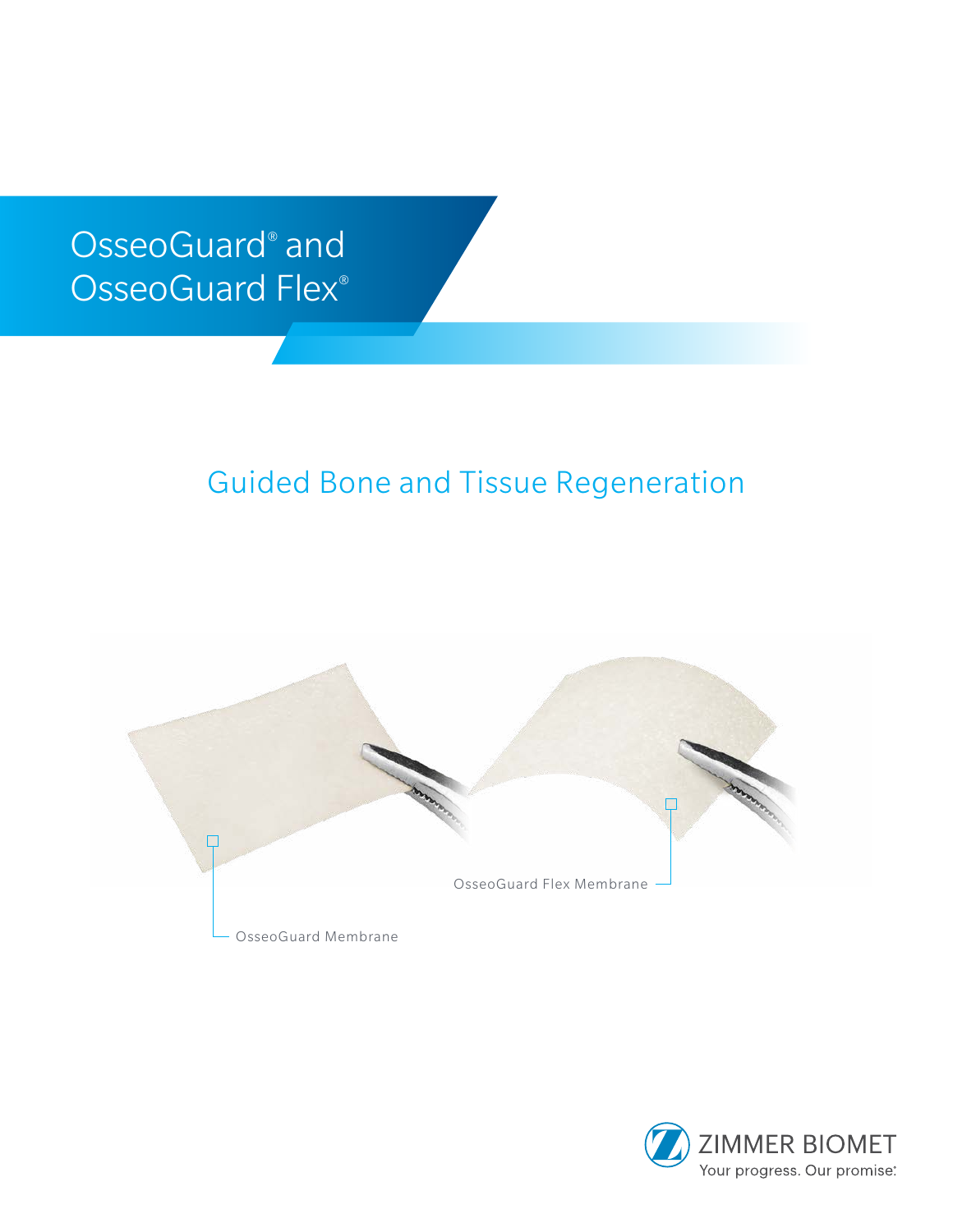# OsseoGuard® and OsseoGuard Flex®

## Guided Bone and Tissue Regeneration

OsseoGuard Flex Membrane

OsseoGuard Membrane

ZIMMER BIOMET

Your progress. Our promise.®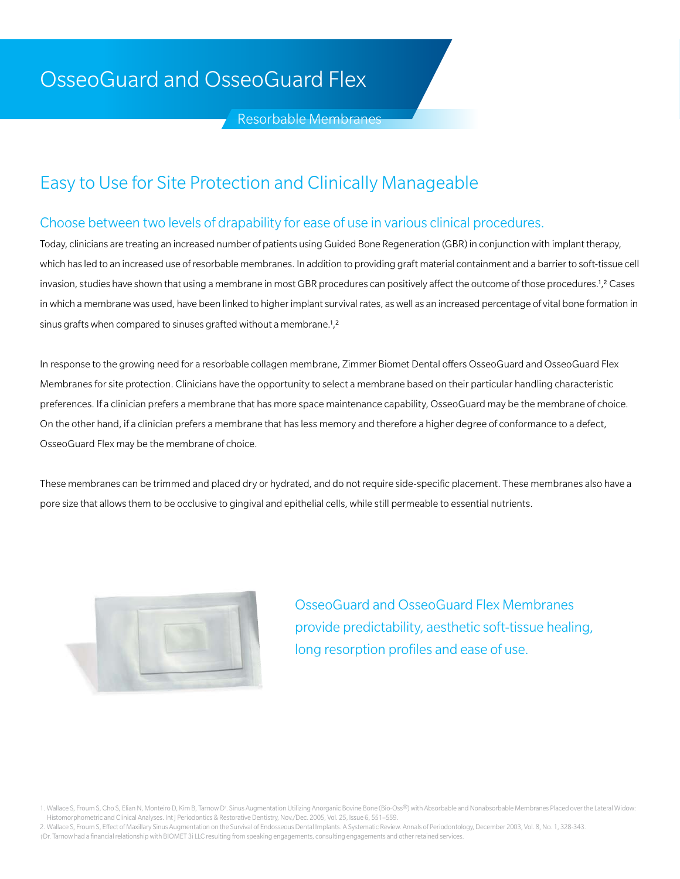# OsseoGuard and OsseoGuard Flex

Resorbable Membranes

## Easy to Use for Site Protection and Clinically Manageable

### Choose between two levels of drapability for ease of use in various clinical procedures.

Today, clinicians are treating an increased number of patients using Guided Bone Regeneration (GBR) in conjunction with implant therapy, which has led to an increased use of resorbable membranes. In addition to providing graft material containment and a barrier to soft-tissue cell invasion, studies have shown that using a membrane in most GBR procedures can positively affect the outcome of those procedures.[1,2] Cases in which a membrane was used, have been linked to higher implant survival rates, as well as an increased percentage of vital bone formation in sinus grafts when compared to sinuses grafted without a membrane.[1,2]

In response to the growing need for a resorbable collagen membrane, Zimmer Biomet Dental offers OsseoGuard and OsseoGuard Flex Membranes for site protection. Clinicians have the opportunity to select a membrane based on their particular handling characteristic preferences. If a clinician prefers a membrane that has more space maintenance capability, OsseoGuard may be the membrane of choice. On the other hand, if a clinician prefers a membrane that has less memory and therefore a higher degree of conformance to a defect, OsseoGuard Flex may be the membrane of choice.

These membranes can be trimmed and placed dry or hydrated, and do not require side-specific placement. These membranes also have a pore size that allows them to be occlusive to gingival and epithelial cells, while still permeable to essential nutrients.

OsseoGuard and OsseoGuard Flex Membranes provide predictability, aesthetic soft-tissue healing, long resorption profiles and ease of use.

1. Wallace S, Froum S, Cho S, Elian N, Monteiro D, Kim B, Tarnow D†. Sinus Augmentation Utilizing Anorganic Bovine Bone (Bio-Oss®) with Absorbable and Nonabsorbable Membranes Placed over the Lateral Widow: Histomorphometric and Clinical Analyses. Int J Periodontics & Restorative Dentistry, Nov./Dec. 2005, Vol. 25, Issue 6, 551–559.
2. Wallace S, Froum S, Effect of Maxillary Sinus Augmentation on the Survival of Endosseous Dental Implants. A Systematic Review. Annals of Periodontology, December 2003, Vol. 8, No. 1, 328-343.

†Dr. Tarnow had a financial relationship with BIOMET 3i LLC resulting from speaking engagements, consulting engagements and other retained services.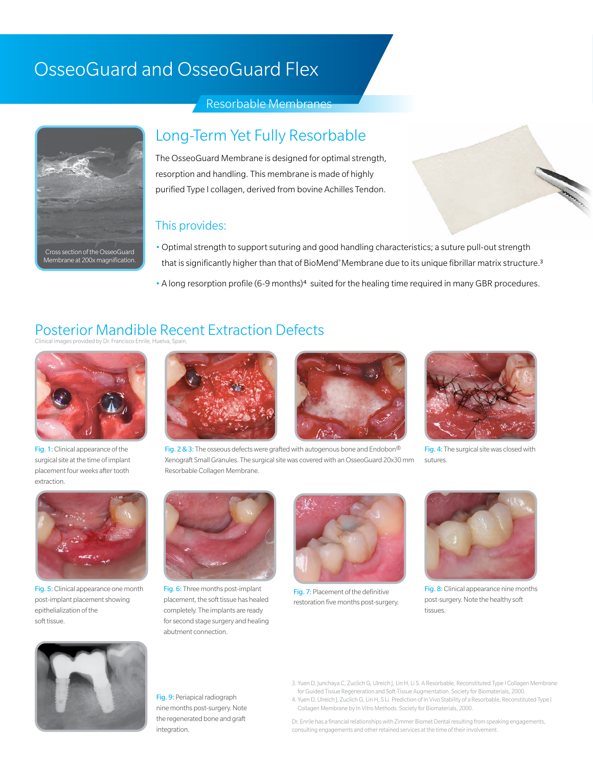# OsseoGuard and OsseoGuard Flex

Resorbable Membranes

Cross section of the OsseoGuard Membrane at 200x magnification.

## Long-Term Yet Fully Resorbable

The OsseoGuard Membrane is designed for optimal strength, resorption and handling. This membrane is made of highly purified Type I collagen, derived from bovine Achilles Tendon.

### This provides:

- Optimal strength to support suturing and good handling characteristics; a suture pull-out strength that is significantly higher than that of BioMend® Membrane due to its unique fibrillar matrix structure.[3]
- A long resorption profile (6-9 months)[4] suited for the healing time required in many GBR procedures.

## Posterior Mandible Recent Extraction Defects

Clinical images provided by Dr. Francisco Enrile, Huelva, Spain.

Fig. 1: Clinical appearance of the surgical site at the time of implant placement four weeks after tooth extraction.

Fig. 2 & 3: The osseous defects were grafted with autogenous bone and Endobon® Xenograft Small Granules. The surgical site was covered with an OsseoGuard 20x30 mm Resorbable Collagen Membrane.

Fig. 4: The surgical site was closed with sutures.

Fig. 5: Clinical appearance one month post-implant placement showing epithelialization of the soft tissue.

Fig. 6: Three months post-implant placement, the soft tissue has healed completely. The implants are ready for second stage surgery and healing abutment connection.

Fig. 7: Placement of the definitive restoration five months post-surgery.

Fig. 8: Clinical appearance nine months post-surgery. Note the healthy soft tissues.

Fig. 9: Periapical radiograph nine months post-surgery. Note the regenerated bone and graft integration.

3. Yuen D, Junchaya C, Zuclich G, Ulreich J, Lin H, Li S. A Resorbable, Reconstituted Type I Collagen Membrane for Guided Tissue Regeneration and Soft-Tissue Augmentation. Society for Biomaterials, 2000.
4. Yuen D, Ulreich J, Zuclich G, Lin H, S Li. Prediction of In Vitro Stability of a Resorbable, Reconstituted Type I Collagen Membrane by In Vitro Methods. Society for Biomaterials, 2000.

Dr. Enrile has a financial relationships with Zimmer Biomet Dental resulting from speaking engagements, consulting engagements and other retained services at the time of their involvement.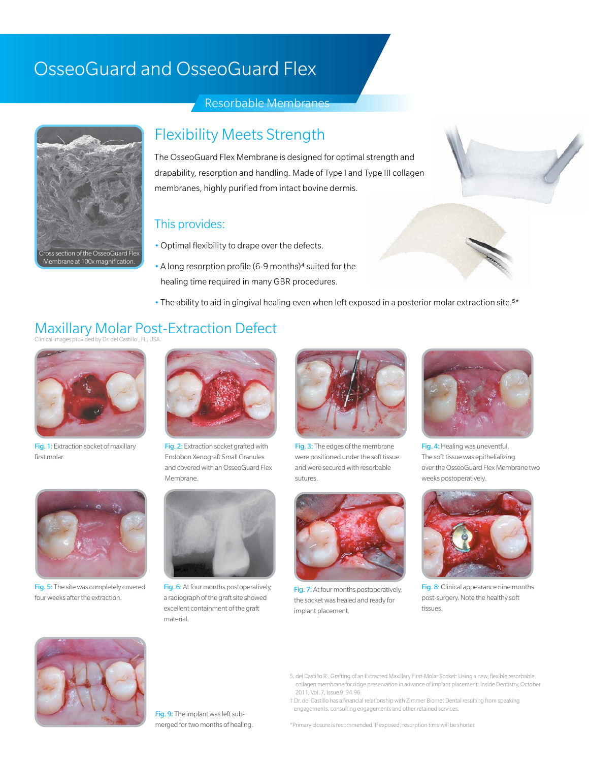# OsseoGuard and OsseoGuard Flex

## Resorbable Membranes

Cross section of the OsseoGuard Flex Membrane at 100x magnification.

## Flexibility Meets Strength

The OsseoGuard Flex Membrane is designed for optimal strength and drapability, resorption and handling. Made of Type I and Type III collagen membranes, highly purified from intact bovine dermis.

### This provides:

- Optimal flexibility to drape over the defects.
- A long resorption profile (6-9 months)[4] suited for the healing time required in many GBR procedures.
- The ability to aid in gingival healing even when left exposed in a posterior molar extraction site.[5*]

## Maxillary Molar Post-Extraction Defect

Clinical images provided by Dr. del Castillo†, FL, USA.

Fig. 1: Extraction socket of maxillary first molar.

Fig. 2: Extraction socket grafted with Endobon Xenograft Small Granules and covered with an OsseoGuard Flex Membrane.

Fig. 3: The edges of the membrane were positioned under the soft tissue and were secured with resorbable sutures.

Fig. 4: Healing was uneventful. The soft tissue was epithelializing over the OsseoGuard Flex Membrane two weeks postoperatively.

Fig. 5: The site was completely covered four weeks after the extraction.

Fig. 6: At four months postoperatively, a radiograph of the graft site showed excellent containment of the graft material.

Fig. 7: At four months postoperatively, the socket was healed and ready for implant placement.

Fig. 8: Clinical appearance nine months post-surgery. Note the healthy soft tissues.

Fig. 9: The implant was left sub-merged for two months of healing.

5. del Castillo R†. Grafting of an Extracted Maxillary First-Molar Socket: Using a new, flexible resorbable collagen membrane for ridge preservation in advance of implant placement. Inside Dentistry, October 2011, Vol. 7, Issue 9, 94-96.

† Dr. del Castillo has a financial relationship with Zimmer Biomet Dental resulting from speaking engagements, consulting engagements and other retained services.

*Primary closure is recommended. If exposed, resorption time will be shorter.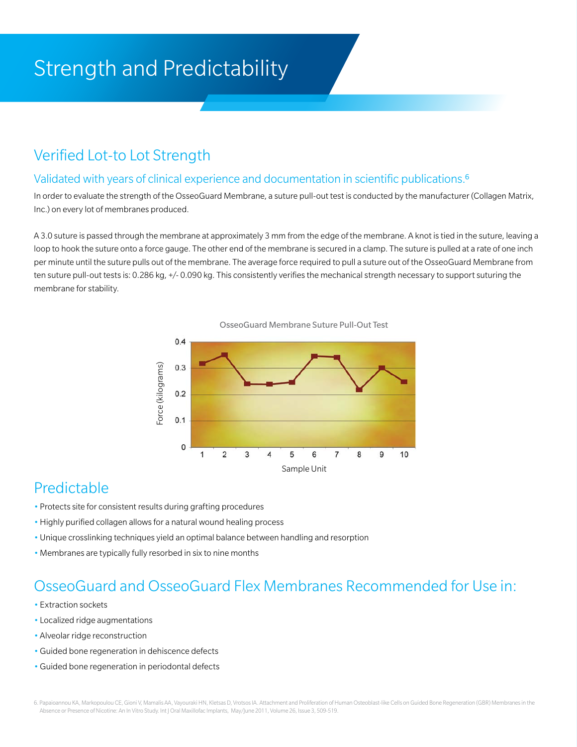# Strength and Predictability

## Verified Lot-to Lot Strength

### Validated with years of clinical experience and documentation in scientific publications.[6]

In order to evaluate the strength of the OsseoGuard Membrane, a suture pull-out test is conducted by the manufacturer (Collagen Matrix, Inc.) on every lot of membranes produced.

A 3.0 suture is passed through the membrane at approximately 3 mm from the edge of the membrane. A knot is tied in the suture, leaving a loop to hook the suture onto a force gauge. The other end of the membrane is secured in a clamp. The suture is pulled at a rate of one inch per minute until the suture pulls out of the membrane. The average force required to pull a suture out of the OsseoGuard Membrane from ten suture pull-out tests is: 0.286 kg, +/- 0.090 kg. This consistently verifies the mechanical strength necessary to support suturing the membrane for stability.

OsseoGuard Membrane Suture Pull-Out Test

## Predictable

- Protects site for consistent results during grafting procedures
- Highly purified collagen allows for a natural wound healing process
- Unique crosslinking techniques yield an optimal balance between handling and resorption
- Membranes are typically fully resorbed in six to nine months

## OsseoGuard and OsseoGuard Flex Membranes Recommended for Use in:

- Extraction sockets
- Localized ridge augmentations
- Alveolar ridge reconstruction
- Guided bone regeneration in dehiscence defects
- Guided bone regeneration in periodontal defects

6. Papaioannou KA, Markopoulou CE, Gioni V, Mamalis AA, Vayouraki HN, Kletsas D, Vrotsos IA. Attachment and Proliferation of Human Osteoblast-like Cells on Guided Bone Regeneration (GBR) Membranes in the Absence or Presence of Nicotine: An In Vitro Study. Int J Oral Maxillofac Implants, May/June 2011, Volume 26, Issue 3, 509-519.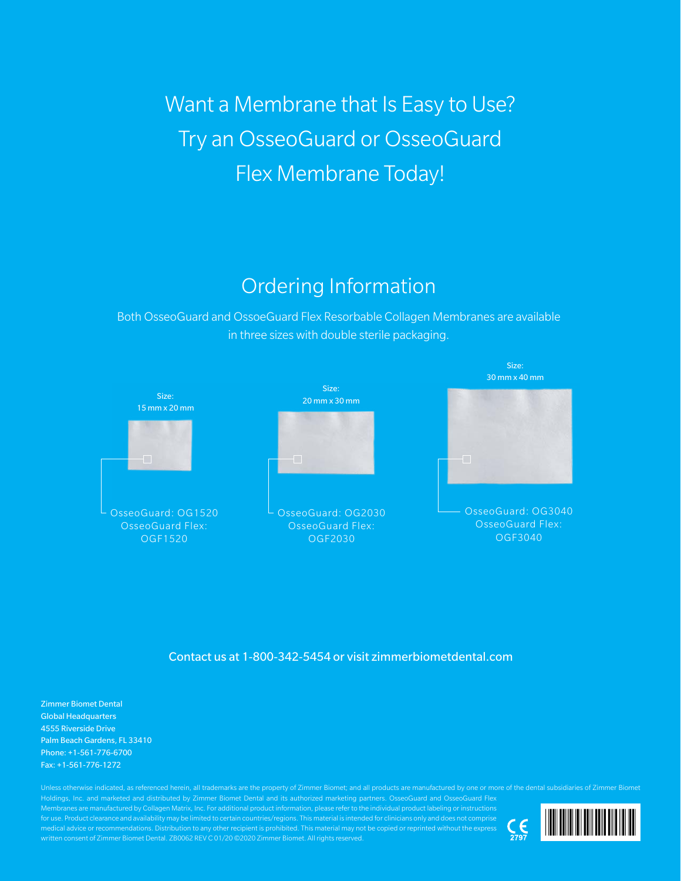# Want a Membrane that Is Easy to Use? Try an OsseoGuard or OsseoGuard Flex Membrane Today!

## Ordering Information

Both OsseoGuard and OssoeGuard Flex Resorbable Collagen Membranes are available in three sizes with double sterile packaging.

Size:
15 mm x 20 mm

OsseoGuard: OG1520
OsseoGuard Flex:
OGF1520

Size:
20 mm x 30 mm

OsseoGuard: OG2030
OsseoGuard Flex:
OGF2030

Size:
30 mm x 40 mm

OsseoGuard: OG3040
OsseoGuard Flex:
OGF3040

**Contact us at 1-800-342-5454 or visit zimmerbiometdental.com**

Zimmer Biomet Dental
Global Headquarters
4555 Riverside Drive
Palm Beach Gardens, FL 33410
Phone: +1-561-776-6700
Fax: +1-561-776-1272

Unless otherwise indicated, as referenced herein, all trademarks are the property of Zimmer Biomet; and all products are manufactured by one or more of the dental subsidiaries of Zimmer Biomet Holdings, Inc. and marketed and distributed by Zimmer Biomet Dental and its authorized marketing partners. OsseoGuard and OsseoGuard Flex Membranes are manufactured by Collagen Matrix, Inc. For additional product information, please refer to the individual product labeling or instructions for use. Product clearance and availability may be limited to certain countries/regions. This material is intended for clinicians only and does not comprise medical advice or recommendations. Distribution to any other recipient is prohibited. This material may not be copied or reprinted without the express written consent of Zimmer Biomet Dental. ZB0062 REV C 01/20 ©2020 Zimmer Biomet. All rights reserved.

CE 2797